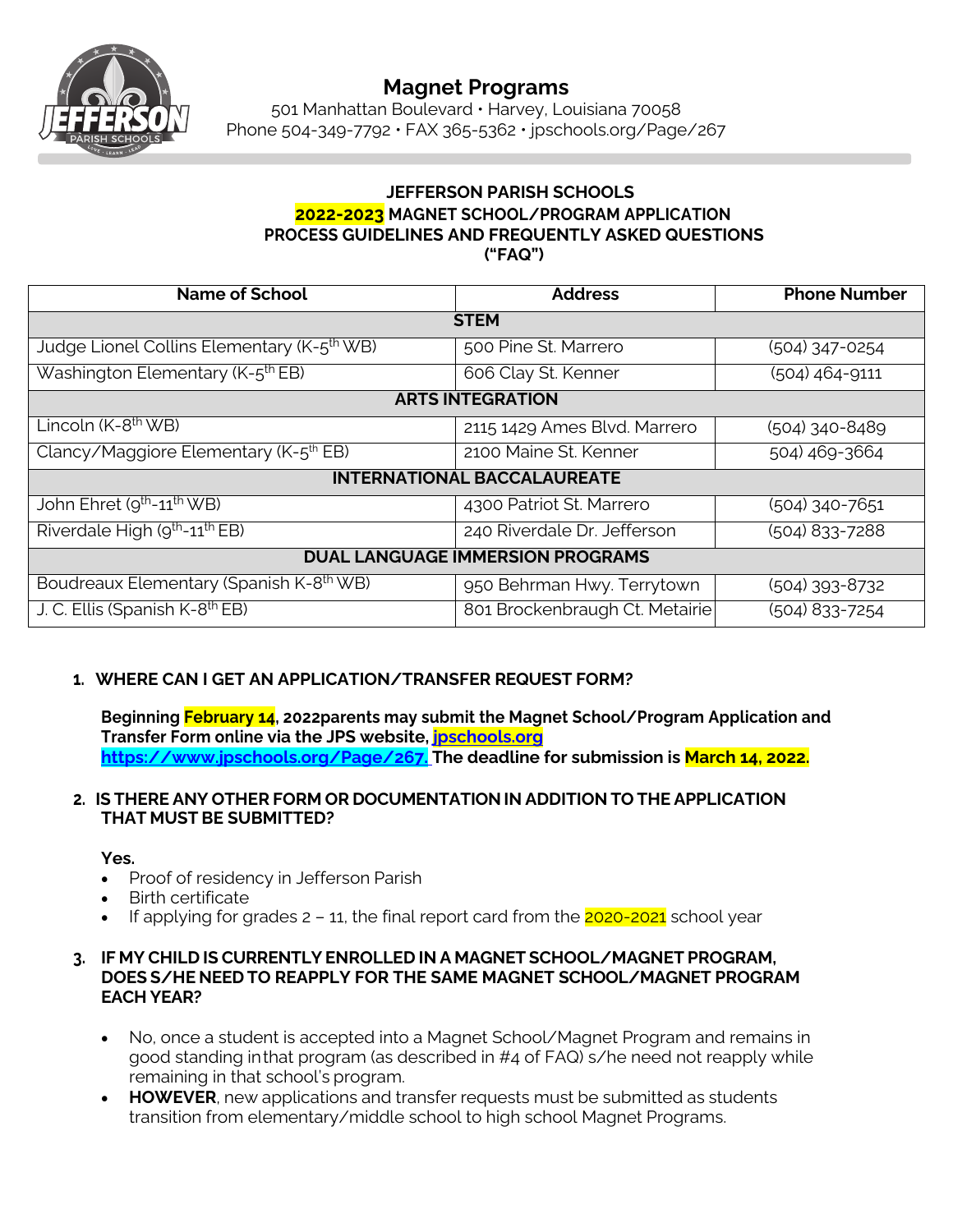# Magnet Programs

501 Manhattan Boulevard • Harvey, Louisiana 70058
Phone 504-349-7792 • FAX 365-5362 • jpschools.org/Page/267

**JEFFERSON PARISH SCHOOLS**
**2022-2023 MAGNET SCHOOL/PROGRAM APPLICATION**
**PROCESS GUIDELINES AND FREQUENTLY ASKED QUESTIONS**
**("FAQ")**

| Name of School | Address | Phone Number |
|---|---|---|
| **STEM** | | |
| Judge Lionel Collins Elementary (K-5th WB) | 500 Pine St. Marrero | (504) 347-0254 |
| Washington Elementary (K-5th EB) | 606 Clay St. Kenner | (504) 464-9111 |
| **ARTS INTEGRATION** | | |
| Lincoln (K-8th WB) | 2115 1429 Ames Blvd. Marrero | (504) 340-8489 |
| Clancy/Maggiore Elementary (K-5th EB) | 2100 Maine St. Kenner | 504) 469-3664 |
| **INTERNATIONAL BACCALAUREATE** | | |
| John Ehret (9th-11th WB) | 4300 Patriot St. Marrero | (504) 340-7651 |
| Riverdale High (9th-11th EB) | 240 Riverdale Dr. Jefferson | (504) 833-7288 |
| **DUAL LANGUAGE IMMERSION PROGRAMS** | | |
| Boudreaux Elementary (Spanish K-8th WB) | 950 Behrman Hwy. Terrytown | (504) 393-8732 |
| J. C. Ellis (Spanish K-8th EB) | 801 Brockenbraugh Ct. Metairie | (504) 833-7254 |

1. **WHERE CAN I GET AN APPLICATION/TRANSFER REQUEST FORM?**

   **Beginning February 14, 2022parents may submit the Magnet School/Program Application and Transfer Form online via the JPS website, [jpschools.org](https://www.jpschools.org/Page/267) https://www.jpschools.org/Page/267. The deadline for submission is March 14, 2022.**

2. **IS THERE ANY OTHER FORM OR DOCUMENTATION IN ADDITION TO THE APPLICATION THAT MUST BE SUBMITTED?**

   **Yes.**
   - Proof of residency in Jefferson Parish
   - Birth certificate
   - If applying for grades 2 – 11, the final report card from the 2020-2021 school year

3. **IF MY CHILD IS CURRENTLY ENROLLED IN A MAGNET SCHOOL/MAGNET PROGRAM, DOES S/HE NEED TO REAPPLY FOR THE SAME MAGNET SCHOOL/MAGNET PROGRAM EACH YEAR?**

   - No, once a student is accepted into a Magnet School/Magnet Program and remains in good standing inthat program (as described in #4 of FAQ) s/he need not reapply while remaining in that school's program.
   - **HOWEVER**, new applications and transfer requests must be submitted as students transition from elementary/middle school to high school Magnet Programs.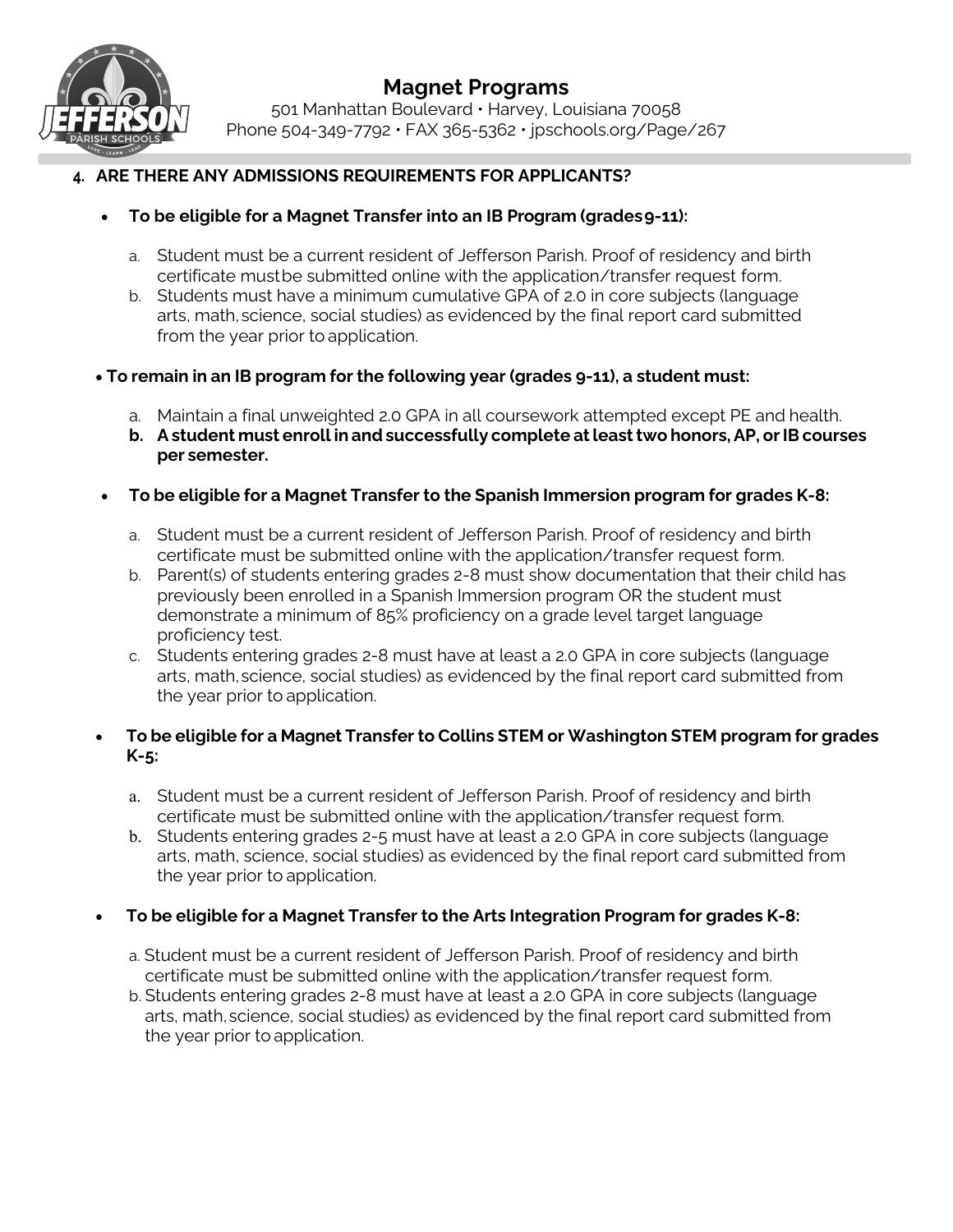# Magnet Programs

501 Manhattan Boulevard • Harvey, Louisiana 70058
Phone 504-349-7792 • FAX 365-5362 • jpschools.org/Page/267

**4. ARE THERE ANY ADMISSIONS REQUIREMENTS FOR APPLICANTS?**

- **To be eligible for a Magnet Transfer into an IB Program (grades 9-11):**

  a. Student must be a current resident of Jefferson Parish. Proof of residency and birth certificate must be submitted online with the application/transfer request form.
  b. Students must have a minimum cumulative GPA of 2.0 in core subjects (language arts, math, science, social studies) as evidenced by the final report card submitted from the year prior to application.

- **To remain in an IB program for the following year (grades 9-11), a student must:**

  a. Maintain a final unweighted 2.0 GPA in all coursework attempted except PE and health.
  **b. A student must enroll in and successfully complete at least two honors, AP, or IB courses per semester.**

- **To be eligible for a Magnet Transfer to the Spanish Immersion program for grades K-8:**

  a. Student must be a current resident of Jefferson Parish. Proof of residency and birth certificate must be submitted online with the application/transfer request form.
  b. Parent(s) of students entering grades 2-8 must show documentation that their child has previously been enrolled in a Spanish Immersion program OR the student must demonstrate a minimum of 85% proficiency on a grade level target language proficiency test.
  c. Students entering grades 2-8 must have at least a 2.0 GPA in core subjects (language arts, math, science, social studies) as evidenced by the final report card submitted from the year prior to application.

- **To be eligible for a Magnet Transfer to Collins STEM or Washington STEM program for grades K-5:**

  a. Student must be a current resident of Jefferson Parish. Proof of residency and birth certificate must be submitted online with the application/transfer request form.
  b. Students entering grades 2-5 must have at least a 2.0 GPA in core subjects (language arts, math, science, social studies) as evidenced by the final report card submitted from the year prior to application.

- **To be eligible for a Magnet Transfer to the Arts Integration Program for grades K-8:**

  a. Student must be a current resident of Jefferson Parish. Proof of residency and birth certificate must be submitted online with the application/transfer request form.
  b. Students entering grades 2-8 must have at least a 2.0 GPA in core subjects (language arts, math, science, social studies) as evidenced by the final report card submitted from the year prior to application.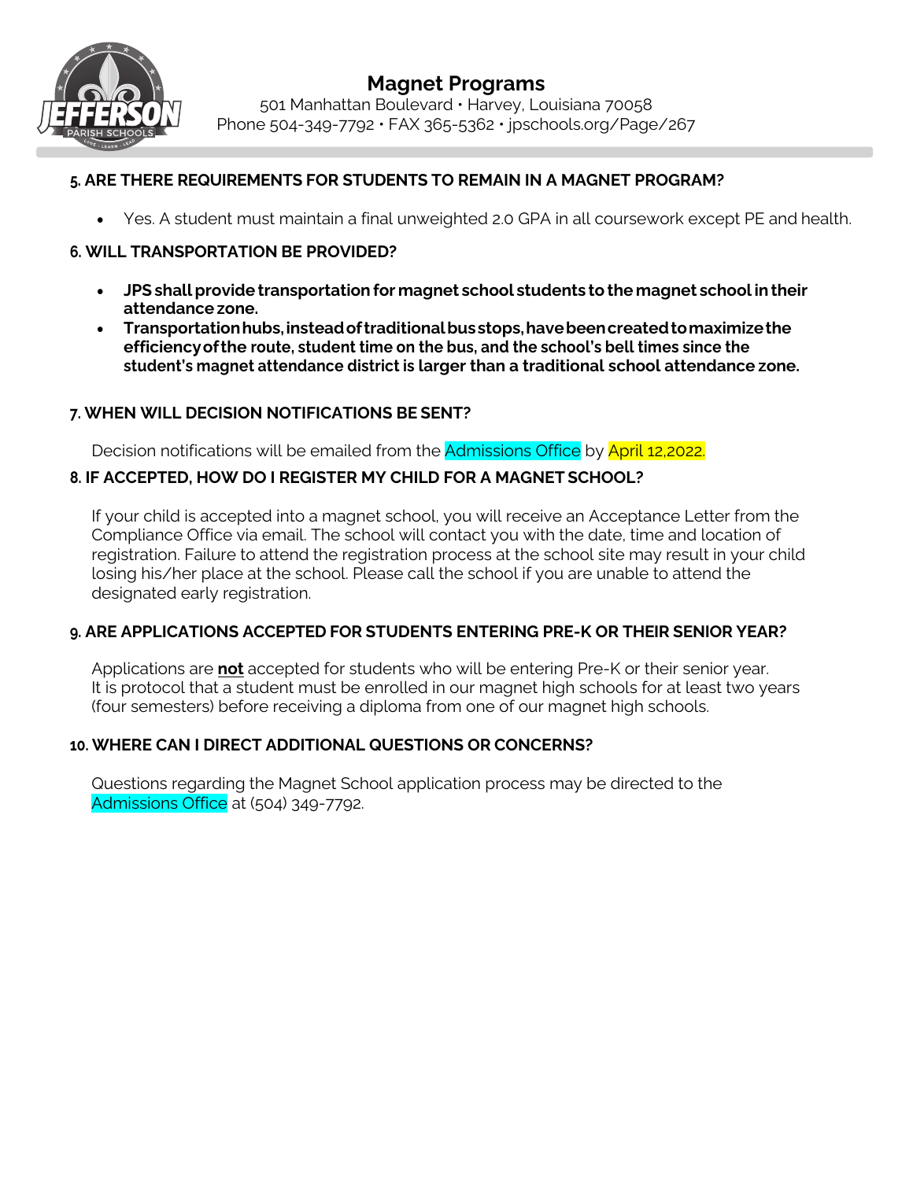# Magnet Programs

501 Manhattan Boulevard • Harvey, Louisiana 70058
Phone 504-349-7792 • FAX 365-5362 • jpschools.org/Page/267

### 5. ARE THERE REQUIREMENTS FOR STUDENTS TO REMAIN IN A MAGNET PROGRAM?

- Yes. A student must maintain a final unweighted 2.0 GPA in all coursework except PE and health.

### 6. WILL TRANSPORTATION BE PROVIDED?

- **JPS shall provide transportation for magnet school students to the magnet school in their attendance zone.**
- **Transportation hubs, instead of traditional bus stops, have been created to maximize the efficiency of the route, student time on the bus, and the school's bell times since the student's magnet attendance district is larger than a traditional school attendance zone.**

### 7. WHEN WILL DECISION NOTIFICATIONS BE SENT?

Decision notifications will be emailed from the Admissions Office by April 12,2022.

### 8. IF ACCEPTED, HOW DO I REGISTER MY CHILD FOR A MAGNET SCHOOL?

If your child is accepted into a magnet school, you will receive an Acceptance Letter from the Compliance Office via email. The school will contact you with the date, time and location of registration. Failure to attend the registration process at the school site may result in your child losing his/her place at the school. Please call the school if you are unable to attend the designated early registration.

### 9. ARE APPLICATIONS ACCEPTED FOR STUDENTS ENTERING PRE-K OR THEIR SENIOR YEAR?

Applications are **not** accepted for students who will be entering Pre-K or their senior year. It is protocol that a student must be enrolled in our magnet high schools for at least two years (four semesters) before receiving a diploma from one of our magnet high schools.

### 10. WHERE CAN I DIRECT ADDITIONAL QUESTIONS OR CONCERNS?

Questions regarding the Magnet School application process may be directed to the Admissions Office at (504) 349-7792.